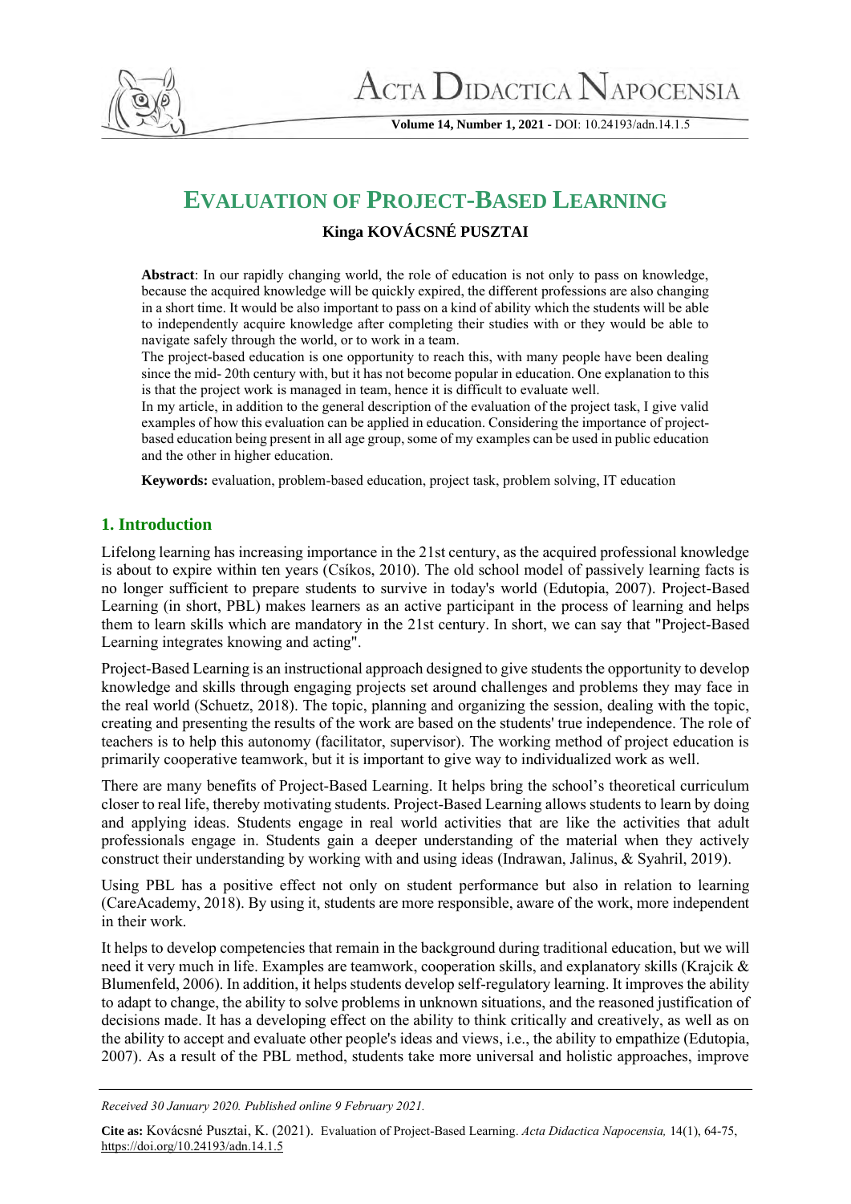# EVALUATION OF PROJECT-BASED LEARNING

**Kinga KOVÁCSNÉ PUSZTAI**

**Abstract**: In our rapidly changing world, the role of education is not only to pass on knowledge, because the acquired knowledge will be quickly expired, the different professions are also changing in a short time. It would be also important to pass on a kind of ability which the students will be able to independently acquire knowledge after completing their studies with or they would be able to navigate safely through the world, or to work in a team.

The project-based education is one opportunity to reach this, with many people have been dealing since the mid- 20th century with, but it has not become popular in education. One explanation to this is that the project work is managed in team, hence it is difficult to evaluate well.

In my article, in addition to the general description of the evaluation of the project task, I give valid examples of how this evaluation can be applied in education. Considering the importance of project-based education being present in all age group, some of my examples can be used in public education and the other in higher education.

**Keywords:** evaluation, problem-based education, project task, problem solving, IT education

## 1. Introduction

Lifelong learning has increasing importance in the 21st century, as the acquired professional knowledge is about to expire within ten years (Csíkos, 2010). The old school model of passively learning facts is no longer sufficient to prepare students to survive in today's world (Edutopia, 2007). Project-Based Learning (in short, PBL) makes learners as an active participant in the process of learning and helps them to learn skills which are mandatory in the 21st century. In short, we can say that "Project-Based Learning integrates knowing and acting".

Project-Based Learning is an instructional approach designed to give students the opportunity to develop knowledge and skills through engaging projects set around challenges and problems they may face in the real world (Schuetz, 2018). The topic, planning and organizing the session, dealing with the topic, creating and presenting the results of the work are based on the students' true independence. The role of teachers is to help this autonomy (facilitator, supervisor). The working method of project education is primarily cooperative teamwork, but it is important to give way to individualized work as well.

There are many benefits of Project-Based Learning. It helps bring the school's theoretical curriculum closer to real life, thereby motivating students. Project-Based Learning allows students to learn by doing and applying ideas. Students engage in real world activities that are like the activities that adult professionals engage in. Students gain a deeper understanding of the material when they actively construct their understanding by working with and using ideas (Indrawan, Jalinus, & Syahril, 2019).

Using PBL has a positive effect not only on student performance but also in relation to learning (CareAcademy, 2018). By using it, students are more responsible, aware of the work, more independent in their work.

It helps to develop competencies that remain in the background during traditional education, but we will need it very much in life. Examples are teamwork, cooperation skills, and explanatory skills (Krajcik & Blumenfeld, 2006). In addition, it helps students develop self-regulatory learning. It improves the ability to adapt to change, the ability to solve problems in unknown situations, and the reasoned justification of decisions made. It has a developing effect on the ability to think critically and creatively, as well as on the ability to accept and evaluate other people's ideas and views, i.e., the ability to empathize (Edutopia, 2007). As a result of the PBL method, students take more universal and holistic approaches, improve

*Received 30 January 2020. Published online 9 February 2021.*

**Cite as:** Kovácsné Pusztai, K. (2021). Evaluation of Project-Based Learning. *Acta Didactica Napocensia,* 14(1), 64-75, https://doi.org/10.24193/adn.14.1.5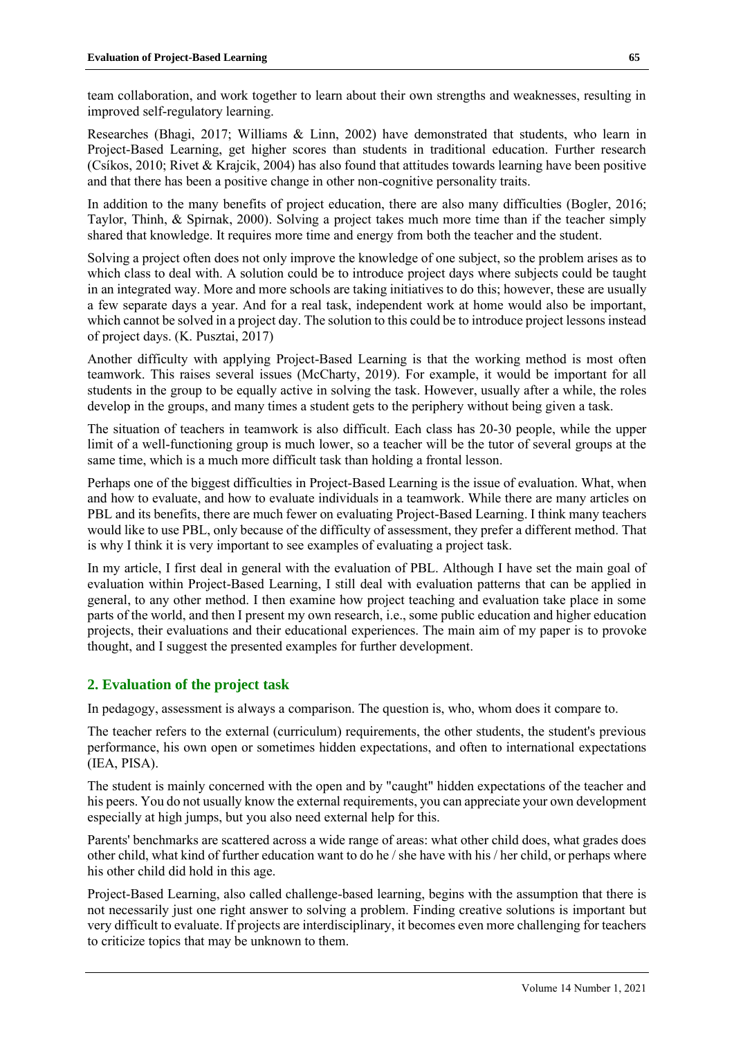team collaboration, and work together to learn about their own strengths and weaknesses, resulting in improved self-regulatory learning.

Researches (Bhagi, 2017; Williams & Linn, 2002) have demonstrated that students, who learn in Project-Based Learning, get higher scores than students in traditional education. Further research (Csíkos, 2010; Rivet & Krajcik, 2004) has also found that attitudes towards learning have been positive and that there has been a positive change in other non-cognitive personality traits.

In addition to the many benefits of project education, there are also many difficulties (Bogler, 2016; Taylor, Thinh, & Spirnak, 2000). Solving a project takes much more time than if the teacher simply shared that knowledge. It requires more time and energy from both the teacher and the student.

Solving a project often does not only improve the knowledge of one subject, so the problem arises as to which class to deal with. A solution could be to introduce project days where subjects could be taught in an integrated way. More and more schools are taking initiatives to do this; however, these are usually a few separate days a year. And for a real task, independent work at home would also be important, which cannot be solved in a project day. The solution to this could be to introduce project lessons instead of project days. (K. Pusztai, 2017)

Another difficulty with applying Project-Based Learning is that the working method is most often teamwork. This raises several issues (McCharty, 2019). For example, it would be important for all students in the group to be equally active in solving the task. However, usually after a while, the roles develop in the groups, and many times a student gets to the periphery without being given a task.

The situation of teachers in teamwork is also difficult. Each class has 20-30 people, while the upper limit of a well-functioning group is much lower, so a teacher will be the tutor of several groups at the same time, which is a much more difficult task than holding a frontal lesson.

Perhaps one of the biggest difficulties in Project-Based Learning is the issue of evaluation. What, when and how to evaluate, and how to evaluate individuals in a teamwork. While there are many articles on PBL and its benefits, there are much fewer on evaluating Project-Based Learning. I think many teachers would like to use PBL, only because of the difficulty of assessment, they prefer a different method. That is why I think it is very important to see examples of evaluating a project task.

In my article, I first deal in general with the evaluation of PBL. Although I have set the main goal of evaluation within Project-Based Learning, I still deal with evaluation patterns that can be applied in general, to any other method. I then examine how project teaching and evaluation take place in some parts of the world, and then I present my own research, i.e., some public education and higher education projects, their evaluations and their educational experiences. The main aim of my paper is to provoke thought, and I suggest the presented examples for further development.

## 2. Evaluation of the project task

In pedagogy, assessment is always a comparison. The question is, who, whom does it compare to.

The teacher refers to the external (curriculum) requirements, the other students, the student's previous performance, his own open or sometimes hidden expectations, and often to international expectations (IEA, PISA).

The student is mainly concerned with the open and by "caught" hidden expectations of the teacher and his peers. You do not usually know the external requirements, you can appreciate your own development especially at high jumps, but you also need external help for this.

Parents' benchmarks are scattered across a wide range of areas: what other child does, what grades does other child, what kind of further education want to do he / she have with his / her child, or perhaps where his other child did hold in this age.

Project-Based Learning, also called challenge-based learning, begins with the assumption that there is not necessarily just one right answer to solving a problem. Finding creative solutions is important but very difficult to evaluate. If projects are interdisciplinary, it becomes even more challenging for teachers to criticize topics that may be unknown to them.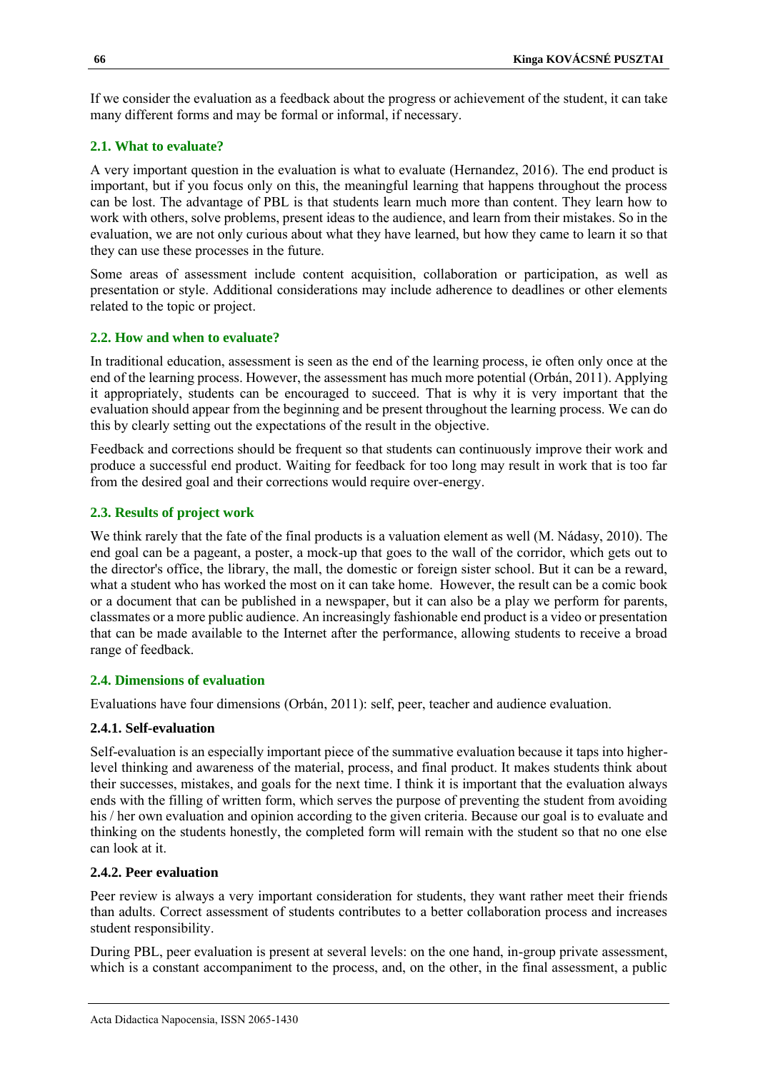If we consider the evaluation as a feedback about the progress or achievement of the student, it can take many different forms and may be formal or informal, if necessary.

### 2.1. What to evaluate?

A very important question in the evaluation is what to evaluate (Hernandez, 2016). The end product is important, but if you focus only on this, the meaningful learning that happens throughout the process can be lost. The advantage of PBL is that students learn much more than content. They learn how to work with others, solve problems, present ideas to the audience, and learn from their mistakes. So in the evaluation, we are not only curious about what they have learned, but how they came to learn it so that they can use these processes in the future.

Some areas of assessment include content acquisition, collaboration or participation, as well as presentation or style. Additional considerations may include adherence to deadlines or other elements related to the topic or project.

### 2.2. How and when to evaluate?

In traditional education, assessment is seen as the end of the learning process, ie often only once at the end of the learning process. However, the assessment has much more potential (Orbán, 2011). Applying it appropriately, students can be encouraged to succeed. That is why it is very important that the evaluation should appear from the beginning and be present throughout the learning process. We can do this by clearly setting out the expectations of the result in the objective.

Feedback and corrections should be frequent so that students can continuously improve their work and produce a successful end product. Waiting for feedback for too long may result in work that is too far from the desired goal and their corrections would require over-energy.

### 2.3. Results of project work

We think rarely that the fate of the final products is a valuation element as well (M. Nádasy, 2010). The end goal can be a pageant, a poster, a mock-up that goes to the wall of the corridor, which gets out to the director's office, the library, the mall, the domestic or foreign sister school. But it can be a reward, what a student who has worked the most on it can take home. However, the result can be a comic book or a document that can be published in a newspaper, but it can also be a play we perform for parents, classmates or a more public audience. An increasingly fashionable end product is a video or presentation that can be made available to the Internet after the performance, allowing students to receive a broad range of feedback.

### 2.4. Dimensions of evaluation

Evaluations have four dimensions (Orbán, 2011): self, peer, teacher and audience evaluation.

#### 2.4.1. Self-evaluation

Self-evaluation is an especially important piece of the summative evaluation because it taps into higher-level thinking and awareness of the material, process, and final product. It makes students think about their successes, mistakes, and goals for the next time. I think it is important that the evaluation always ends with the filling of written form, which serves the purpose of preventing the student from avoiding his / her own evaluation and opinion according to the given criteria. Because our goal is to evaluate and thinking on the students honestly, the completed form will remain with the student so that no one else can look at it.

#### 2.4.2. Peer evaluation

Peer review is always a very important consideration for students, they want rather meet their friends than adults. Correct assessment of students contributes to a better collaboration process and increases student responsibility.

During PBL, peer evaluation is present at several levels: on the one hand, in-group private assessment, which is a constant accompaniment to the process, and, on the other, in the final assessment, a public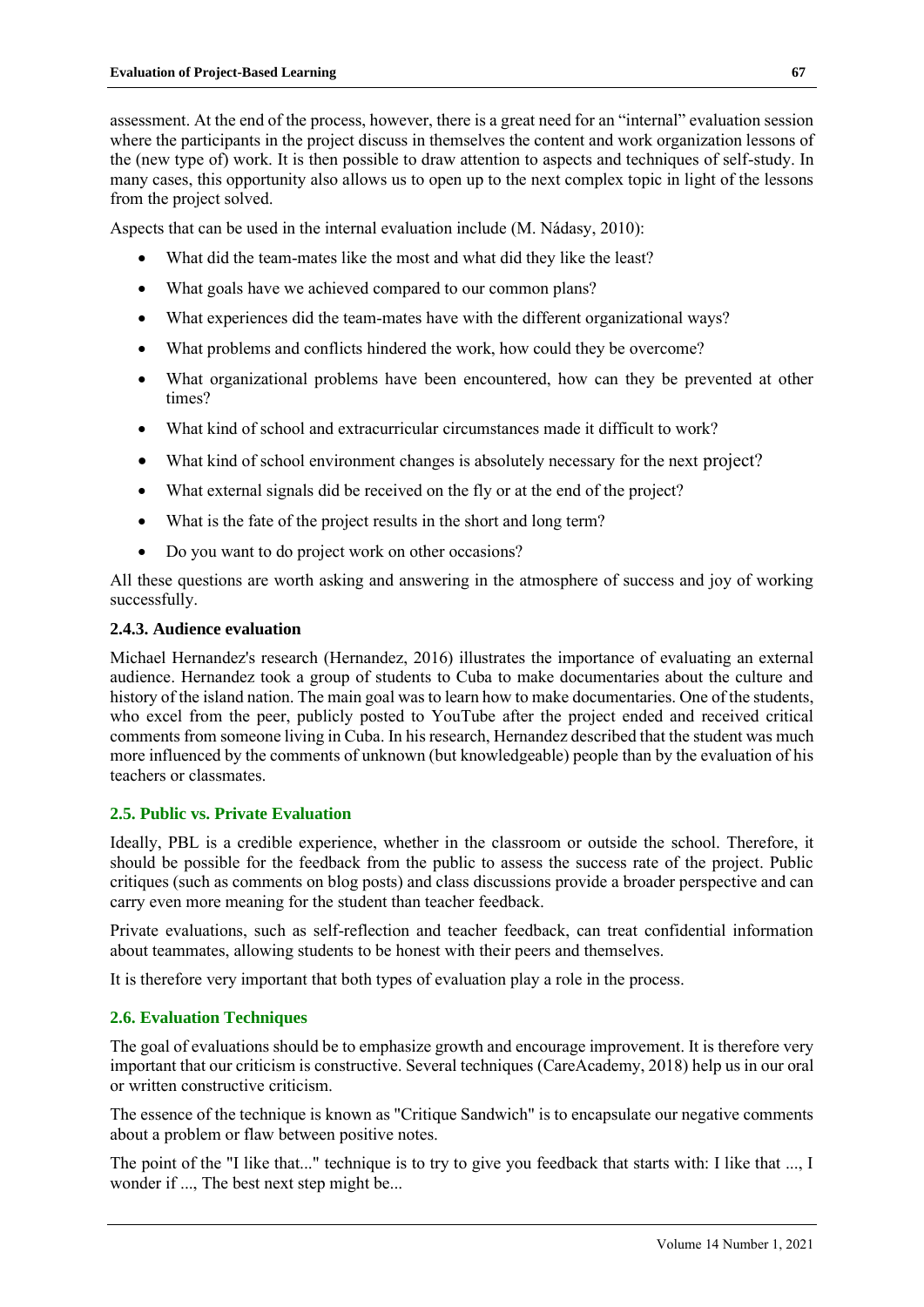assessment. At the end of the process, however, there is a great need for an "internal" evaluation session where the participants in the project discuss in themselves the content and work organization lessons of the (new type of) work. It is then possible to draw attention to aspects and techniques of self-study. In many cases, this opportunity also allows us to open up to the next complex topic in light of the lessons from the project solved.

Aspects that can be used in the internal evaluation include (M. Nádasy, 2010):

- What did the team-mates like the most and what did they like the least?
- What goals have we achieved compared to our common plans?
- What experiences did the team-mates have with the different organizational ways?
- What problems and conflicts hindered the work, how could they be overcome?
- What organizational problems have been encountered, how can they be prevented at other times?
- What kind of school and extracurricular circumstances made it difficult to work?
- What kind of school environment changes is absolutely necessary for the next project?
- What external signals did be received on the fly or at the end of the project?
- What is the fate of the project results in the short and long term?
- Do you want to do project work on other occasions?

All these questions are worth asking and answering in the atmosphere of success and joy of working successfully.

#### 2.4.3. Audience evaluation

Michael Hernandez's research (Hernandez, 2016) illustrates the importance of evaluating an external audience. Hernandez took a group of students to Cuba to make documentaries about the culture and history of the island nation. The main goal was to learn how to make documentaries. One of the students, who excel from the peer, publicly posted to YouTube after the project ended and received critical comments from someone living in Cuba. In his research, Hernandez described that the student was much more influenced by the comments of unknown (but knowledgeable) people than by the evaluation of his teachers or classmates.

### 2.5. Public vs. Private Evaluation

Ideally, PBL is a credible experience, whether in the classroom or outside the school. Therefore, it should be possible for the feedback from the public to assess the success rate of the project. Public critiques (such as comments on blog posts) and class discussions provide a broader perspective and can carry even more meaning for the student than teacher feedback.

Private evaluations, such as self-reflection and teacher feedback, can treat confidential information about teammates, allowing students to be honest with their peers and themselves.

It is therefore very important that both types of evaluation play a role in the process.

### 2.6. Evaluation Techniques

The goal of evaluations should be to emphasize growth and encourage improvement. It is therefore very important that our criticism is constructive. Several techniques (CareAcademy, 2018) help us in our oral or written constructive criticism.

The essence of the technique is known as "Critique Sandwich" is to encapsulate our negative comments about a problem or flaw between positive notes.

The point of the "I like that..." technique is to try to give you feedback that starts with: I like that ..., I wonder if ..., The best next step might be...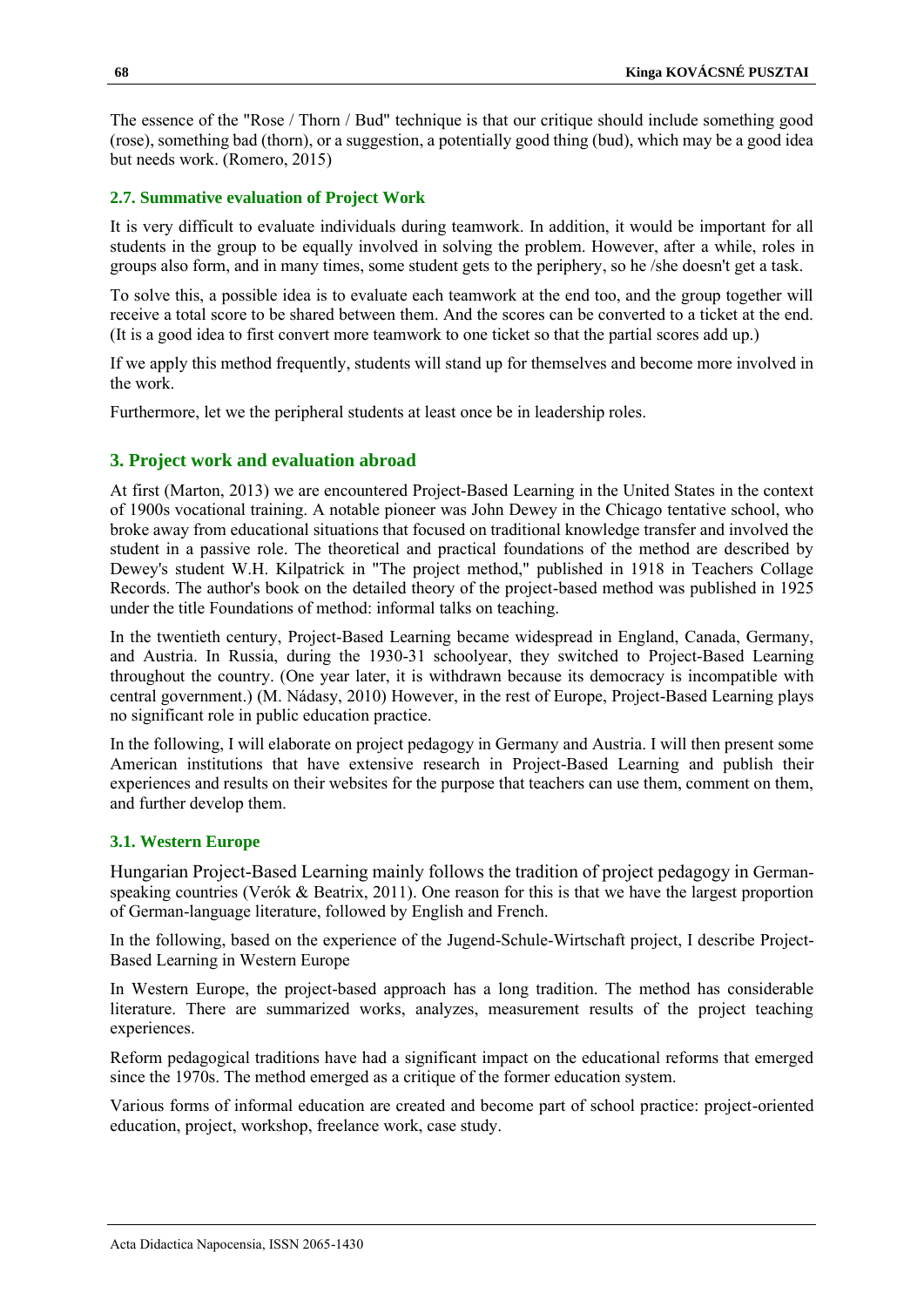The essence of the "Rose / Thorn / Bud" technique is that our critique should include something good (rose), something bad (thorn), or a suggestion, a potentially good thing (bud), which may be a good idea but needs work. (Romero, 2015)

### 2.7. Summative evaluation of Project Work

It is very difficult to evaluate individuals during teamwork. In addition, it would be important for all students in the group to be equally involved in solving the problem. However, after a while, roles in groups also form, and in many times, some student gets to the periphery, so he /she doesn't get a task.

To solve this, a possible idea is to evaluate each teamwork at the end too, and the group together will receive a total score to be shared between them. And the scores can be converted to a ticket at the end. (It is a good idea to first convert more teamwork to one ticket so that the partial scores add up.)

If we apply this method frequently, students will stand up for themselves and become more involved in the work.

Furthermore, let we the peripheral students at least once be in leadership roles.

## 3. Project work and evaluation abroad

At first (Marton, 2013) we are encountered Project-Based Learning in the United States in the context of 1900s vocational training. A notable pioneer was John Dewey in the Chicago tentative school, who broke away from educational situations that focused on traditional knowledge transfer and involved the student in a passive role. The theoretical and practical foundations of the method are described by Dewey's student W.H. Kilpatrick in "The project method," published in 1918 in Teachers Collage Records. The author's book on the detailed theory of the project-based method was published in 1925 under the title Foundations of method: informal talks on teaching.

In the twentieth century, Project-Based Learning became widespread in England, Canada, Germany, and Austria. In Russia, during the 1930-31 schoolyear, they switched to Project-Based Learning throughout the country. (One year later, it is withdrawn because its democracy is incompatible with central government.) (M. Nádasy, 2010) However, in the rest of Europe, Project-Based Learning plays no significant role in public education practice.

In the following, I will elaborate on project pedagogy in Germany and Austria. I will then present some American institutions that have extensive research in Project-Based Learning and publish their experiences and results on their websites for the purpose that teachers can use them, comment on them, and further develop them.

### 3.1. Western Europe

Hungarian Project-Based Learning mainly follows the tradition of project pedagogy in German-speaking countries (Verók & Beatrix, 2011). One reason for this is that we have the largest proportion of German-language literature, followed by English and French.

In the following, based on the experience of the Jugend-Schule-Wirtschaft project, I describe Project-Based Learning in Western Europe

In Western Europe, the project-based approach has a long tradition. The method has considerable literature. There are summarized works, analyzes, measurement results of the project teaching experiences.

Reform pedagogical traditions have had a significant impact on the educational reforms that emerged since the 1970s. The method emerged as a critique of the former education system.

Various forms of informal education are created and become part of school practice: project-oriented education, project, workshop, freelance work, case study.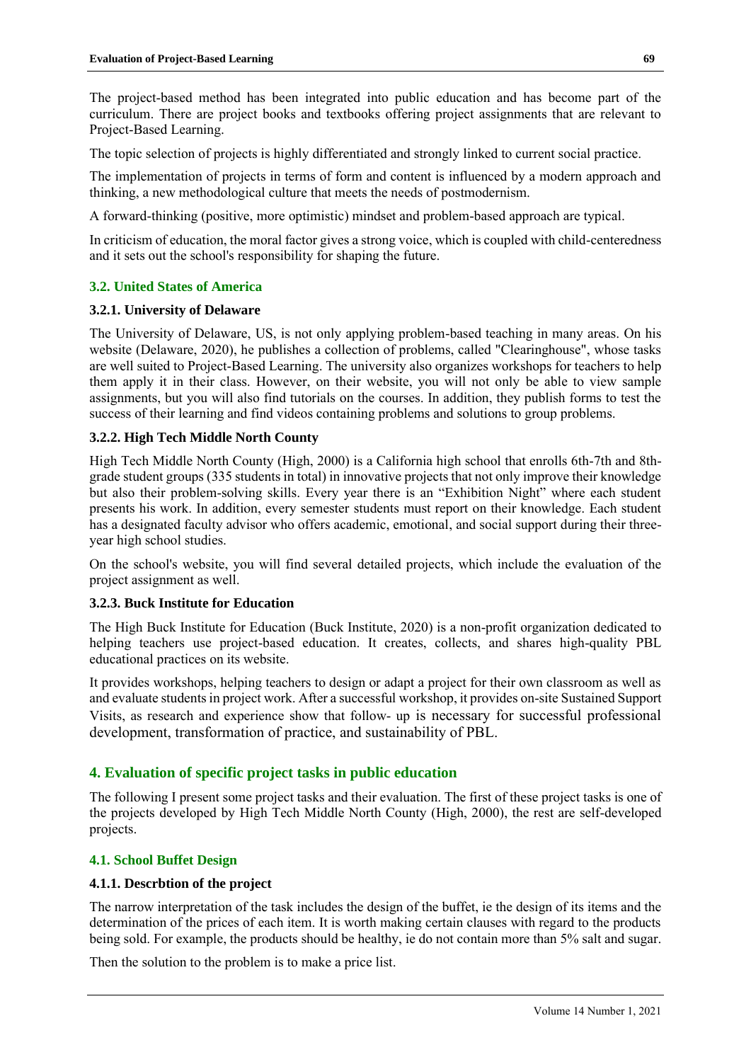The project-based method has been integrated into public education and has become part of the curriculum. There are project books and textbooks offering project assignments that are relevant to Project-Based Learning.

The topic selection of projects is highly differentiated and strongly linked to current social practice.

The implementation of projects in terms of form and content is influenced by a modern approach and thinking, a new methodological culture that meets the needs of postmodernism.

A forward-thinking (positive, more optimistic) mindset and problem-based approach are typical.

In criticism of education, the moral factor gives a strong voice, which is coupled with child-centeredness and it sets out the school's responsibility for shaping the future.

## 3.2. United States of America

### 3.2.1. University of Delaware

The University of Delaware, US, is not only applying problem-based teaching in many areas. On his website (Delaware, 2020), he publishes a collection of problems, called "Clearinghouse", whose tasks are well suited to Project-Based Learning. The university also organizes workshops for teachers to help them apply it in their class. However, on their website, you will not only be able to view sample assignments, but you will also find tutorials on the courses. In addition, they publish forms to test the success of their learning and find videos containing problems and solutions to group problems.

### 3.2.2. High Tech Middle North County

High Tech Middle North County (High, 2000) is a California high school that enrolls 6th-7th and 8th-grade student groups (335 students in total) in innovative projects that not only improve their knowledge but also their problem-solving skills. Every year there is an "Exhibition Night" where each student presents his work. In addition, every semester students must report on their knowledge. Each student has a designated faculty advisor who offers academic, emotional, and social support during their three-year high school studies.

On the school's website, you will find several detailed projects, which include the evaluation of the project assignment as well.

### 3.2.3. Buck Institute for Education

The High Buck Institute for Education (Buck Institute, 2020) is a non-profit organization dedicated to helping teachers use project-based education. It creates, collects, and shares high-quality PBL educational practices on its website.

It provides workshops, helping teachers to design or adapt a project for their own classroom as well as and evaluate students in project work. After a successful workshop, it provides on-site Sustained Support Visits, as research and experience show that follow- up is necessary for successful professional development, transformation of practice, and sustainability of PBL.

# 4. Evaluation of specific project tasks in public education

The following I present some project tasks and their evaluation. The first of these project tasks is one of the projects developed by High Tech Middle North County (High, 2000), the rest are self-developed projects.

## 4.1. School Buffet Design

### 4.1.1. Descrbtion of the project

The narrow interpretation of the task includes the design of the buffet, ie the design of its items and the determination of the prices of each item. It is worth making certain clauses with regard to the products being sold. For example, the products should be healthy, ie do not contain more than 5% salt and sugar.

Then the solution to the problem is to make a price list.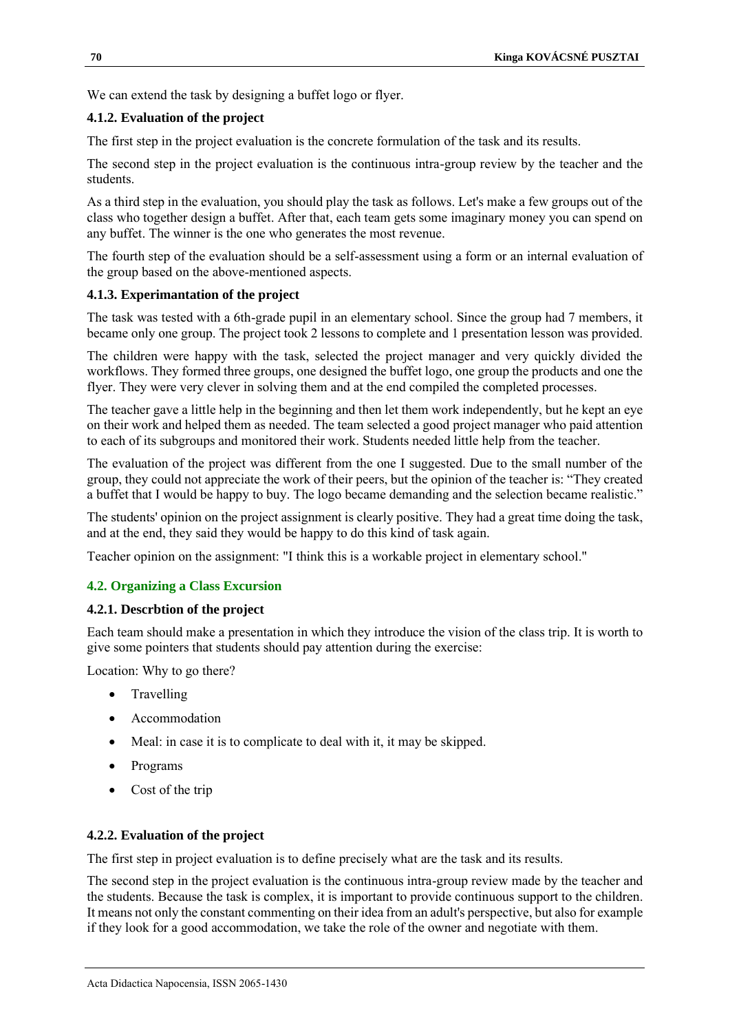We can extend the task by designing a buffet logo or flyer.

#### 4.1.2. Evaluation of the project

The first step in the project evaluation is the concrete formulation of the task and its results.

The second step in the project evaluation is the continuous intra-group review by the teacher and the students.

As a third step in the evaluation, you should play the task as follows. Let's make a few groups out of the class who together design a buffet. After that, each team gets some imaginary money you can spend on any buffet. The winner is the one who generates the most revenue.

The fourth step of the evaluation should be a self-assessment using a form or an internal evaluation of the group based on the above-mentioned aspects.

#### 4.1.3. Experimantation of the project

The task was tested with a 6th-grade pupil in an elementary school. Since the group had 7 members, it became only one group. The project took 2 lessons to complete and 1 presentation lesson was provided.

The children were happy with the task, selected the project manager and very quickly divided the workflows. They formed three groups, one designed the buffet logo, one group the products and one the flyer. They were very clever in solving them and at the end compiled the completed processes.

The teacher gave a little help in the beginning and then let them work independently, but he kept an eye on their work and helped them as needed. The team selected a good project manager who paid attention to each of its subgroups and monitored their work. Students needed little help from the teacher.

The evaluation of the project was different from the one I suggested. Due to the small number of the group, they could not appreciate the work of their peers, but the opinion of the teacher is: “They created a buffet that I would be happy to buy. The logo became demanding and the selection became realistic.”

The students' opinion on the project assignment is clearly positive. They had a great time doing the task, and at the end, they said they would be happy to do this kind of task again.

Teacher opinion on the assignment: "I think this is a workable project in elementary school."

### 4.2. Organizing a Class Excursion

#### 4.2.1. Descrbtion of the project

Each team should make a presentation in which they introduce the vision of the class trip. It is worth to give some pointers that students should pay attention during the exercise:

Location: Why to go there?

- Travelling
- Accommodation
- Meal: in case it is to complicate to deal with it, it may be skipped.
- Programs
- Cost of the trip

#### 4.2.2. Evaluation of the project

The first step in project evaluation is to define precisely what are the task and its results.

The second step in the project evaluation is the continuous intra-group review made by the teacher and the students. Because the task is complex, it is important to provide continuous support to the children. It means not only the constant commenting on their idea from an adult's perspective, but also for example if they look for a good accommodation, we take the role of the owner and negotiate with them.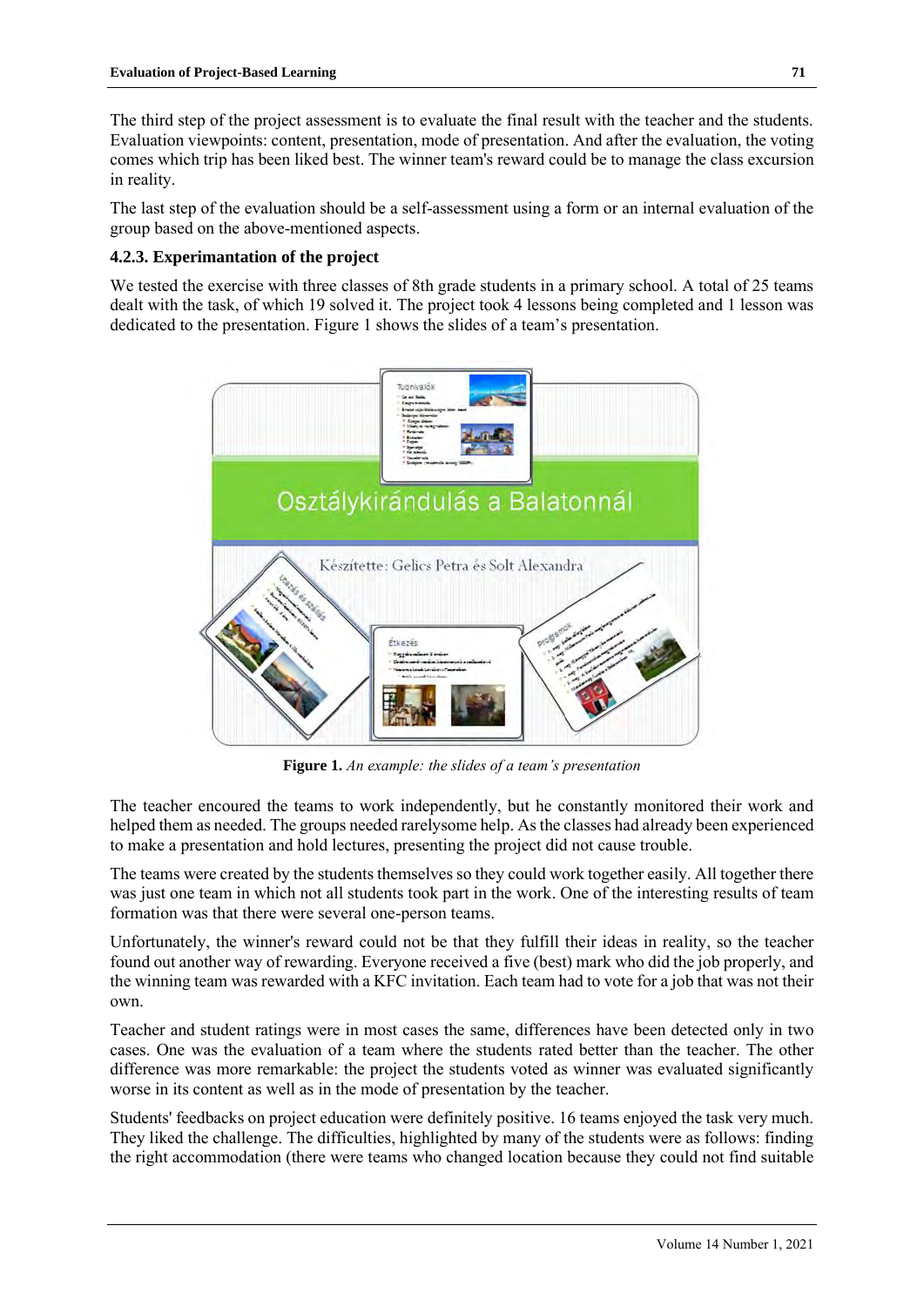The third step of the project assessment is to evaluate the final result with the teacher and the students. Evaluation viewpoints: content, presentation, mode of presentation. And after the evaluation, the voting comes which trip has been liked best. The winner team's reward could be to manage the class excursion in reality.

The last step of the evaluation should be a self-assessment using a form or an internal evaluation of the group based on the above-mentioned aspects.

### 4.2.3. Experimantation of the project

We tested the exercise with three classes of 8th grade students in a primary school. A total of 25 teams dealt with the task, of which 19 solved it. The project took 4 lessons being completed and 1 lesson was dedicated to the presentation. Figure 1 shows the slides of a team's presentation.

**Figure 1.** *An example: the slides of a team's presentation*

The teacher encoured the teams to work independently, but he constantly monitored their work and helped them as needed. The groups needed rarelysome help. As the classes had already been experienced to make a presentation and hold lectures, presenting the project did not cause trouble.

The teams were created by the students themselves so they could work together easily. All together there was just one team in which not all students took part in the work. One of the interesting results of team formation was that there were several one-person teams.

Unfortunately, the winner's reward could not be that they fulfill their ideas in reality, so the teacher found out another way of rewarding. Everyone received a five (best) mark who did the job properly, and the winning team was rewarded with a KFC invitation. Each team had to vote for a job that was not their own.

Teacher and student ratings were in most cases the same, differences have been detected only in two cases. One was the evaluation of a team where the students rated better than the teacher. The other difference was more remarkable: the project the students voted as winner was evaluated significantly worse in its content as well as in the mode of presentation by the teacher.

Students' feedbacks on project education were definitely positive. 16 teams enjoyed the task very much. They liked the challenge. The difficulties, highlighted by many of the students were as follows: finding the right accommodation (there were teams who changed location because they could not find suitable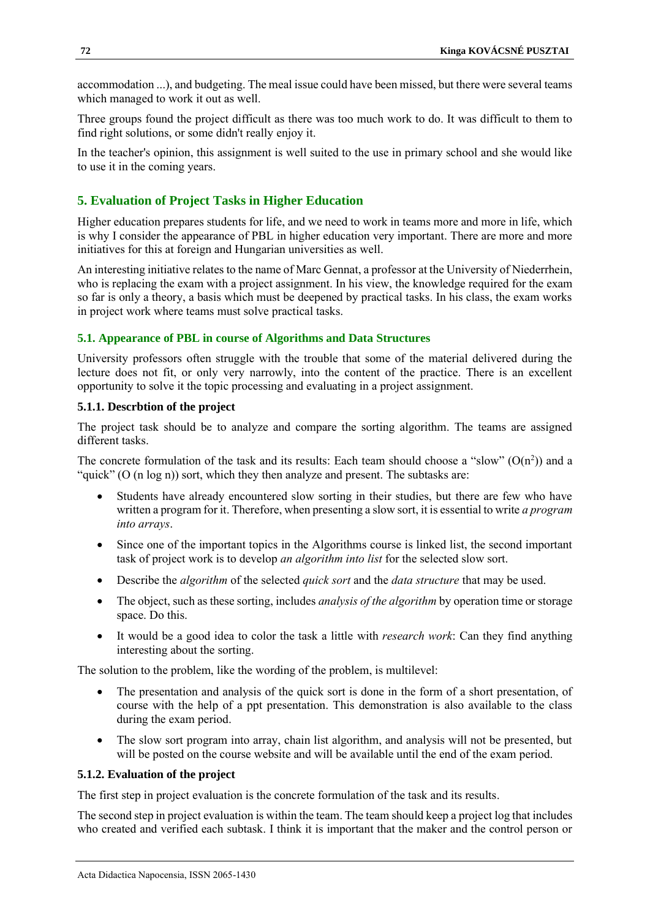accommodation ...), and budgeting. The meal issue could have been missed, but there were several teams which managed to work it out as well.

Three groups found the project difficult as there was too much work to do. It was difficult to them to find right solutions, or some didn't really enjoy it.

In the teacher's opinion, this assignment is well suited to the use in primary school and she would like to use it in the coming years.

## 5. Evaluation of Project Tasks in Higher Education

Higher education prepares students for life, and we need to work in teams more and more in life, which is why I consider the appearance of PBL in higher education very important. There are more and more initiatives for this at foreign and Hungarian universities as well.

An interesting initiative relates to the name of Marc Gennat, a professor at the University of Niederrhein, who is replacing the exam with a project assignment. In his view, the knowledge required for the exam so far is only a theory, a basis which must be deepened by practical tasks. In his class, the exam works in project work where teams must solve practical tasks.

### 5.1. Appearance of PBL in course of Algorithms and Data Structures

University professors often struggle with the trouble that some of the material delivered during the lecture does not fit, or only very narrowly, into the content of the practice. There is an excellent opportunity to solve it the topic processing and evaluating in a project assignment.

#### 5.1.1. Descrbtion of the project

The project task should be to analyze and compare the sorting algorithm. The teams are assigned different tasks.

The concrete formulation of the task and its results: Each team should choose a “slow” ($O(n^2)$) and a “quick” ($O(n \log n)$) sort, which they then analyze and present. The subtasks are:

- Students have already encountered slow sorting in their studies, but there are few who have written a program for it. Therefore, when presenting a slow sort, it is essential to write *a program into arrays*.
- Since one of the important topics in the Algorithms course is linked list, the second important task of project work is to develop *an algorithm into list* for the selected slow sort.
- Describe the *algorithm* of the selected *quick sort* and the *data structure* that may be used.
- The object, such as these sorting, includes *analysis of the algorithm* by operation time or storage space. Do this.
- It would be a good idea to color the task a little with *research work*: Can they find anything interesting about the sorting.

The solution to the problem, like the wording of the problem, is multilevel:

- The presentation and analysis of the quick sort is done in the form of a short presentation, of course with the help of a ppt presentation. This demonstration is also available to the class during the exam period.
- The slow sort program into array, chain list algorithm, and analysis will not be presented, but will be posted on the course website and will be available until the end of the exam period.

#### 5.1.2. Evaluation of the project

The first step in project evaluation is the concrete formulation of the task and its results.

The second step in project evaluation is within the team. The team should keep a project log that includes who created and verified each subtask. I think it is important that the maker and the control person or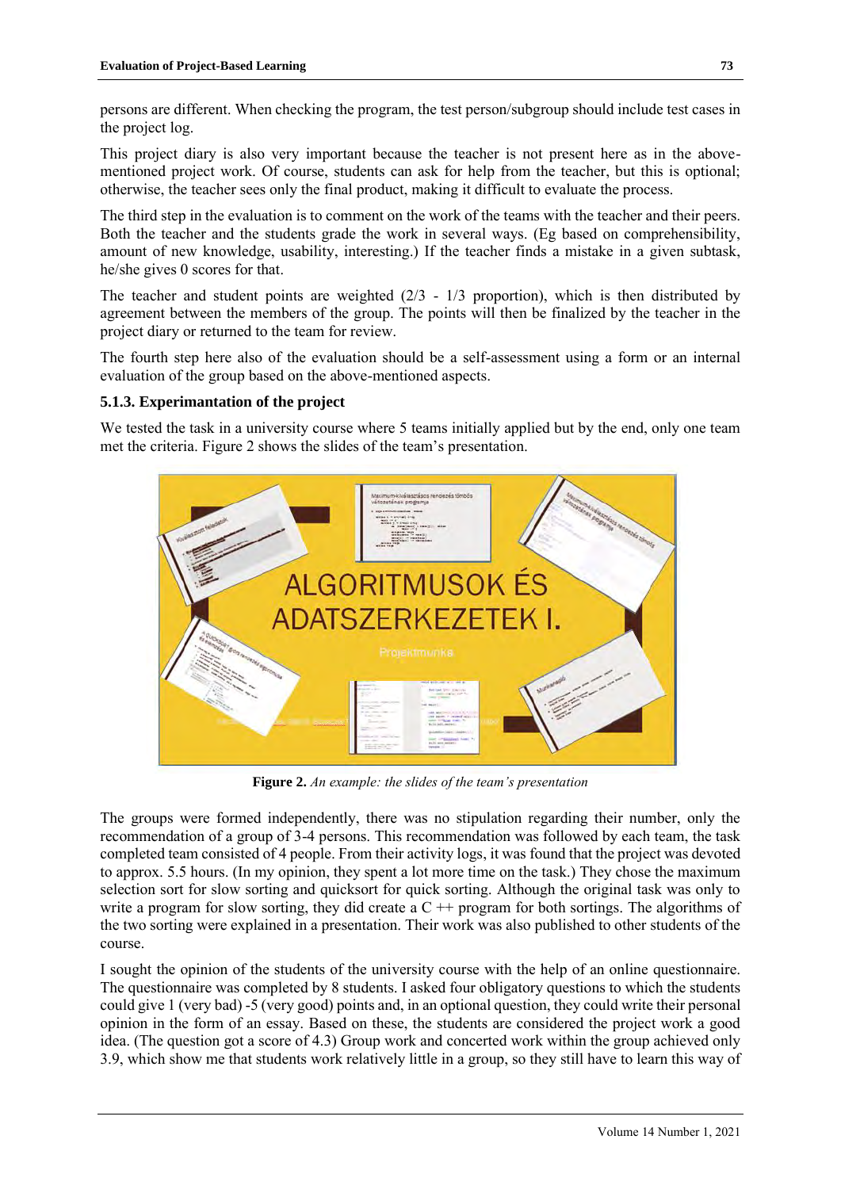persons are different. When checking the program, the test person/subgroup should include test cases in the project log.

This project diary is also very important because the teacher is not present here as in the above-mentioned project work. Of course, students can ask for help from the teacher, but this is optional; otherwise, the teacher sees only the final product, making it difficult to evaluate the process.

The third step in the evaluation is to comment on the work of the teams with the teacher and their peers. Both the teacher and the students grade the work in several ways. (Eg based on comprehensibility, amount of new knowledge, usability, interesting.) If the teacher finds a mistake in a given subtask, he/she gives 0 scores for that.

The teacher and student points are weighted (2/3 - 1/3 proportion), which is then distributed by agreement between the members of the group. The points will then be finalized by the teacher in the project diary or returned to the team for review.

The fourth step here also of the evaluation should be a self-assessment using a form or an internal evaluation of the group based on the above-mentioned aspects.

### 5.1.3. Experimantation of the project

We tested the task in a university course where 5 teams initially applied but by the end, only one team met the criteria. Figure 2 shows the slides of the team's presentation.

**Figure 2.** *An example: the slides of the team's presentation*

The groups were formed independently, there was no stipulation regarding their number, only the recommendation of a group of 3-4 persons. This recommendation was followed by each team, the task completed team consisted of 4 people. From their activity logs, it was found that the project was devoted to approx. 5.5 hours. (In my opinion, they spent a lot more time on the task.) They chose the maximum selection sort for slow sorting and quicksort for quick sorting. Although the original task was only to write a program for slow sorting, they did create a C ++ program for both sortings. The algorithms of the two sorting were explained in a presentation. Their work was also published to other students of the course.

I sought the opinion of the students of the university course with the help of an online questionnaire. The questionnaire was completed by 8 students. I asked four obligatory questions to which the students could give 1 (very bad) -5 (very good) points and, in an optional question, they could write their personal opinion in the form of an essay. Based on these, the students are considered the project work a good idea. (The question got a score of 4.3) Group work and concerted work within the group achieved only 3.9, which show me that students work relatively little in a group, so they still have to learn this way of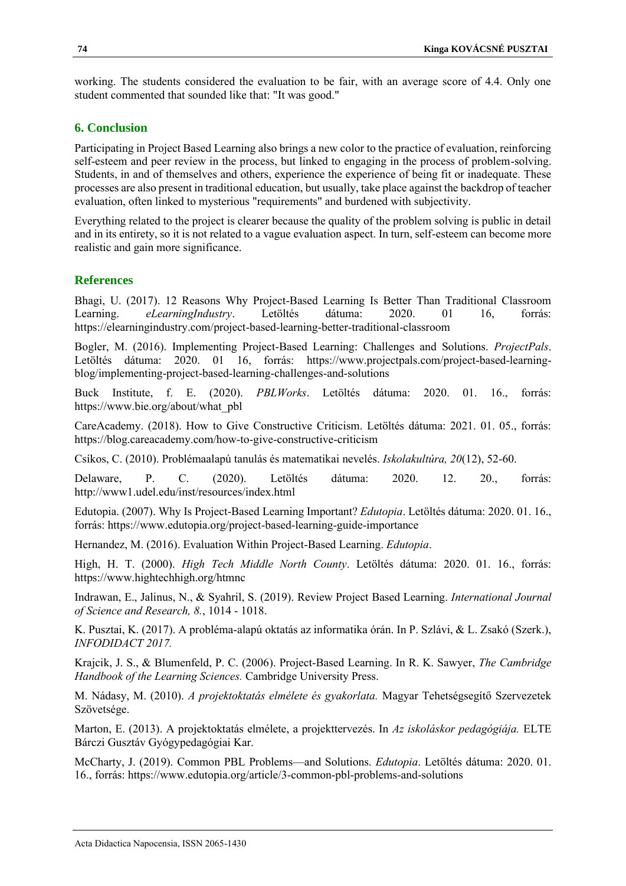working. The students considered the evaluation to be fair, with an average score of 4.4. Only one student commented that sounded like that: "It was good."

## 6. Conclusion

Participating in Project Based Learning also brings a new color to the practice of evaluation, reinforcing self-esteem and peer review in the process, but linked to engaging in the process of problem-solving. Students, in and of themselves and others, experience the experience of being fit or inadequate. These processes are also present in traditional education, but usually, take place against the backdrop of teacher evaluation, often linked to mysterious "requirements" and burdened with subjectivity.

Everything related to the project is clearer because the quality of the problem solving is public in detail and in its entirety, so it is not related to a vague evaluation aspect. In turn, self-esteem can become more realistic and gain more significance.

## References

Bhagi, U. (2017). 12 Reasons Why Project-Based Learning Is Better Than Traditional Classroom Learning. *eLearningIndustry*. Letöltés dátuma: 2020. 01 16, forrás: https://elearningindustry.com/project-based-learning-better-traditional-classroom

Bogler, M. (2016). Implementing Project-Based Learning: Challenges and Solutions. *ProjectPals*. Letöltés dátuma: 2020. 01 16, forrás: https://www.projectpals.com/project-based-learning-blog/implementing-project-based-learning-challenges-and-solutions

Buck Institute, f. E. (2020). *PBLWorks*. Letöltés dátuma: 2020. 01. 16., forrás: https://www.bie.org/about/what_pbl

CareAcademy. (2018). How to Give Constructive Criticism. Letöltés dátuma: 2021. 01. 05., forrás: https://blog.careacademy.com/how-to-give-constructive-criticism

Csíkos, C. (2010). Problémaalapú tanulás és matematikai nevelés. *Iskolakultúra, 20*(12), 52-60.

Delaware, P. C. (2020). Letöltés dátuma: 2020. 12. 20., forrás: http://www1.udel.edu/inst/resources/index.html

Edutopia. (2007). Why Is Project-Based Learning Important? *Edutopia*. Letöltés dátuma: 2020. 01. 16., forrás: https://www.edutopia.org/project-based-learning-guide-importance

Hernandez, M. (2016). Evaluation Within Project-Based Learning. *Edutopia*.

High, H. T. (2000). *High Tech Middle North County*. Letöltés dátuma: 2020. 01. 16., forrás: https://www.hightechhigh.org/htmnc

Indrawan, E., Jalinus, N., & Syahril, S. (2019). Review Project Based Learning. *International Journal of Science and Research, 8.*, 1014 - 1018.

K. Pusztai, K. (2017). A probléma-alapú oktatás az informatika órán. In P. Szlávi, & L. Zsakó (Szerk.), *INFODIDACT 2017.*

Krajcik, J. S., & Blumenfeld, P. C. (2006). Project-Based Learning. In R. K. Sawyer, *The Cambridge Handbook of the Learning Sciences.* Cambridge University Press.

M. Nádasy, M. (2010). *A projektoktatás elmélete és gyakorlata.* Magyar Tehetségsegítő Szervezetek Szövetsége.

Marton, E. (2013). A projektoktatás elmélete, a projekttervezés. In *Az iskoláskor pedagógiája.* ELTE Bárczi Gusztáv Gyógypedagógiai Kar.

McCharty, J. (2019). Common PBL Problems—and Solutions. *Edutopia*. Letöltés dátuma: 2020. 01. 16., forrás: https://www.edutopia.org/article/3-common-pbl-problems-and-solutions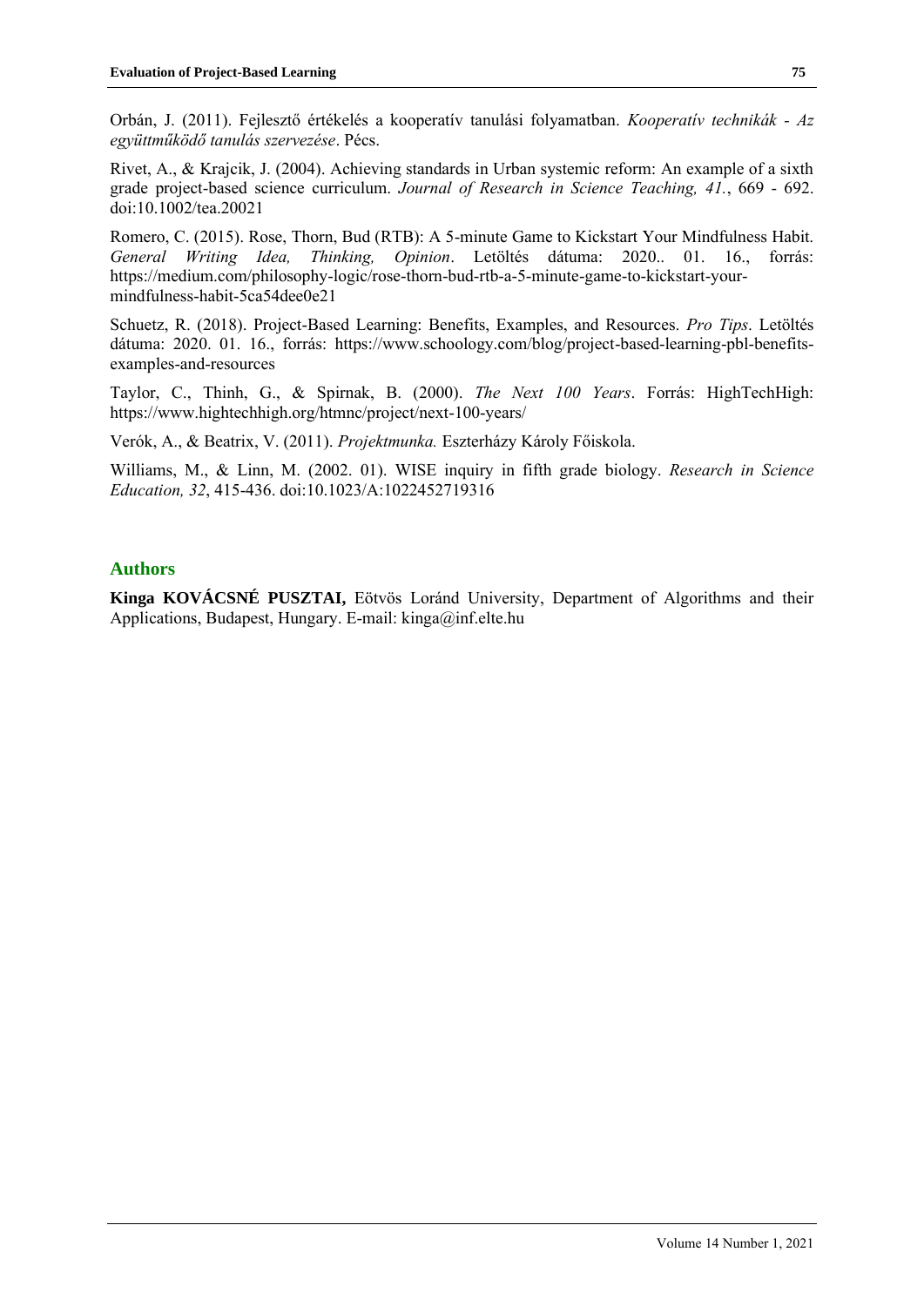Orbán, J. (2011). Fejlesztő értékelés a kooperatív tanulási folyamatban. *Kooperatív technikák - Az együttműködő tanulás szervezése*. Pécs.

Rivet, A., & Krajcik, J. (2004). Achieving standards in Urban systemic reform: An example of a sixth grade project-based science curriculum. *Journal of Research in Science Teaching, 41.*, 669 - 692. doi:10.1002/tea.20021

Romero, C. (2015). Rose, Thorn, Bud (RTB): A 5-minute Game to Kickstart Your Mindfulness Habit. *General Writing Idea, Thinking, Opinion*. Letöltés dátuma: 2020.. 01. 16., forrás: https://medium.com/philosophy-logic/rose-thorn-bud-rtb-a-5-minute-game-to-kickstart-your-mindfulness-habit-5ca54dee0e21

Schuetz, R. (2018). Project-Based Learning: Benefits, Examples, and Resources. *Pro Tips*. Letöltés dátuma: 2020. 01. 16., forrás: https://www.schoology.com/blog/project-based-learning-pbl-benefits-examples-and-resources

Taylor, C., Thinh, G., & Spirnak, B. (2000). *The Next 100 Years*. Forrás: HighTechHigh: https://www.hightechhigh.org/htmnc/project/next-100-years/

Verók, A., & Beatrix, V. (2011). *Projektmunka.* Eszterházy Károly Főiskola.

Williams, M., & Linn, M. (2002. 01). WISE inquiry in fifth grade biology. *Research in Science Education, 32*, 415-436. doi:10.1023/A:1022452719316

## Authors

**Kinga KOVÁCSNÉ PUSZTAI,** Eötvös Loránd University, Department of Algorithms and their Applications, Budapest, Hungary. E-mail: kinga@inf.elte.hu